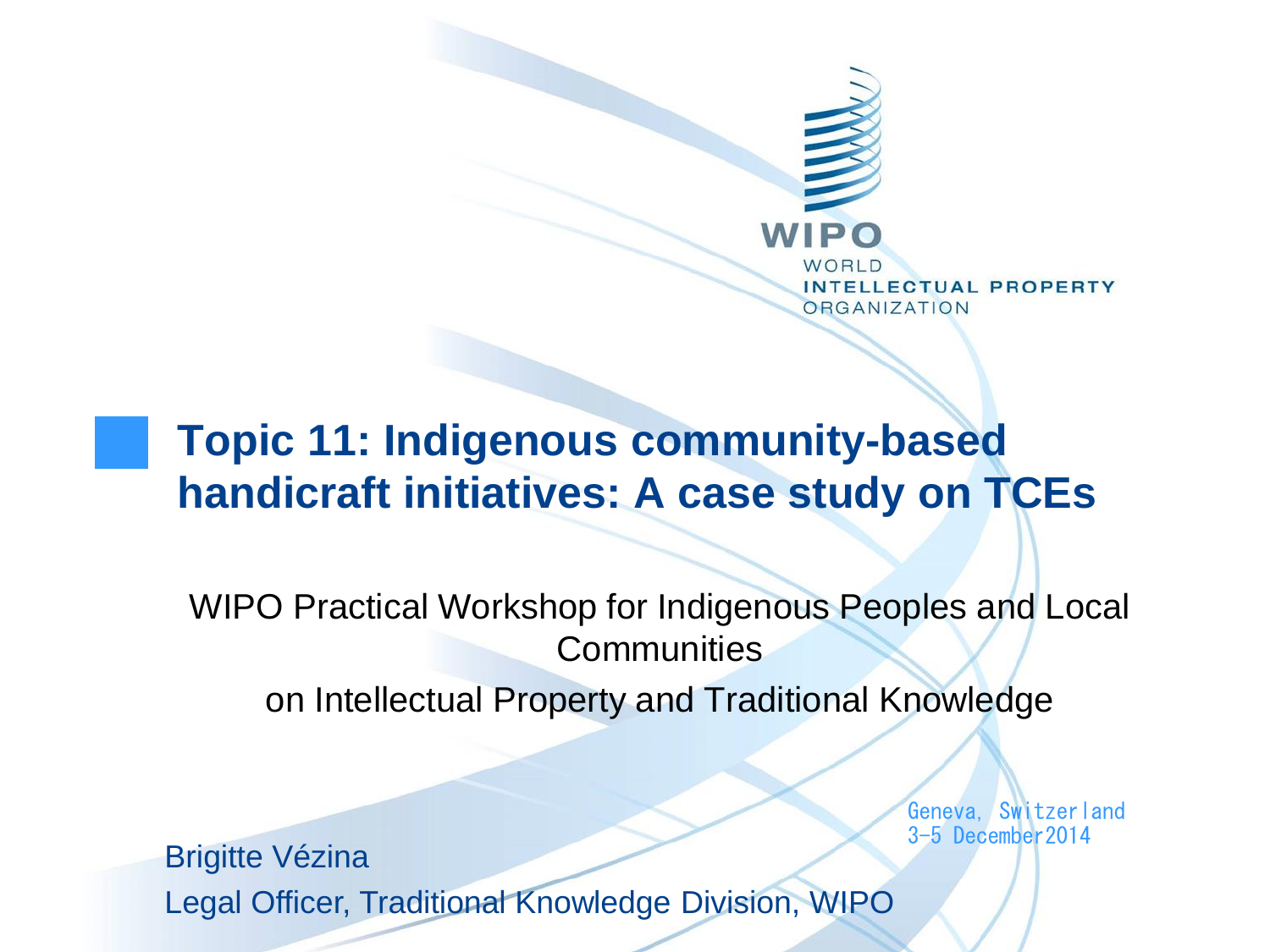WIPO

WORLD INTELLECTUAL PROPERTY ORGANIZATION

# Topic 11: Indigenous community-based handicraft initiatives: A case study on TCEs

WIPO Practical Workshop for Indigenous Peoples and Local Communities

on Intellectual Property and Traditional Knowledge

Geneva, Switzerland
3-5 December 2014

Brigitte Vézina

Legal Officer, Traditional Knowledge Division, WIPO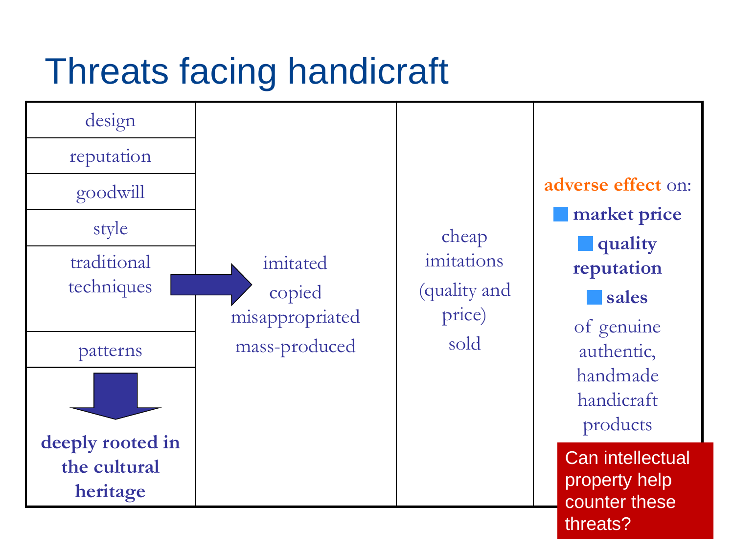# Threats facing handicraft

| | | | |
|---|---|---|---|
| design<br>reputation<br>goodwill<br>style<br>traditional techniques<br>patterns | imitated<br>copied<br>misappropriated<br>mass-produced | cheap imitations<br>(quality and price)<br>sold | **adverse effect** on:<br>- **market price**<br>- **quality reputation**<br>- **sales**<br><br>of genuine authentic, handmade handicraft products |
| **deeply rooted in the cultural heritage** | | | |

Can intellectual property help counter these threats?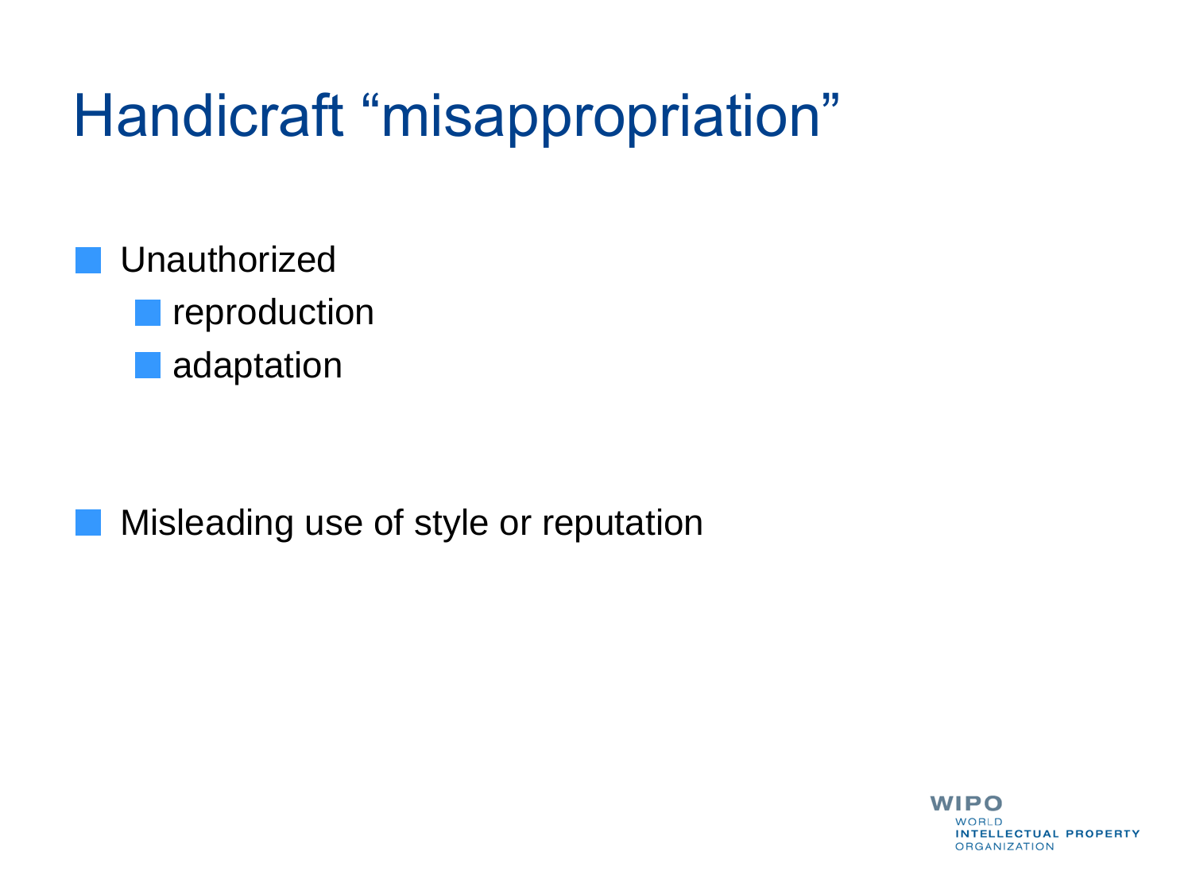# Handicraft “misappropriation”

- Unauthorized
  - reproduction
  - adaptation

- Misleading use of style or reputation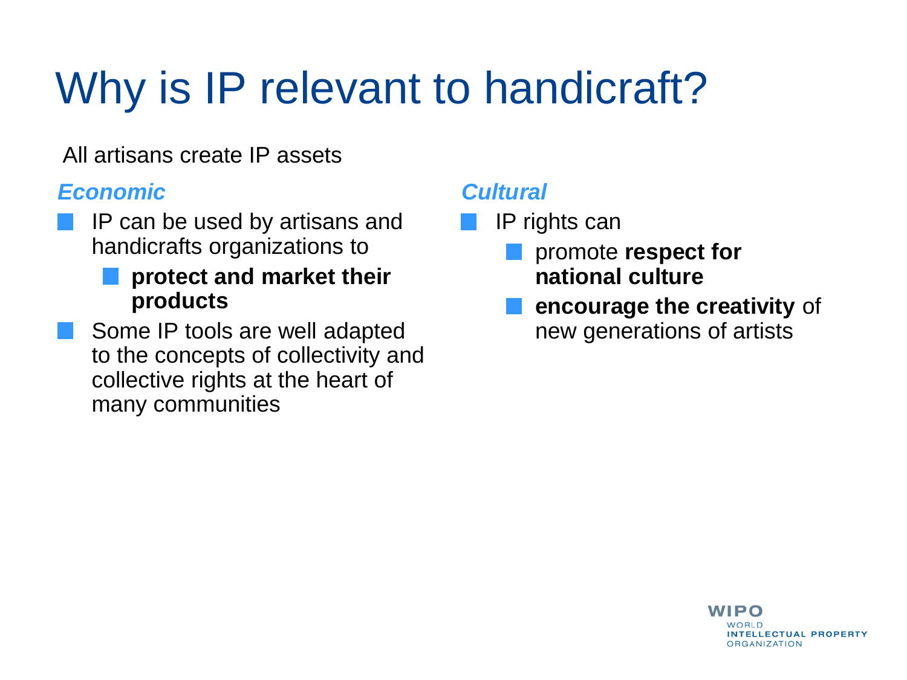# Why is IP relevant to handicraft?

All artisans create IP assets

***Economic***

- IP can be used by artisans and handicrafts organizations to
  - **protect and market their products**
- Some IP tools are well adapted to the concepts of collectivity and collective rights at the heart of many communities

***Cultural***

- IP rights can
  - promote **respect for national culture**
  - **encourage the creativity** of new generations of artists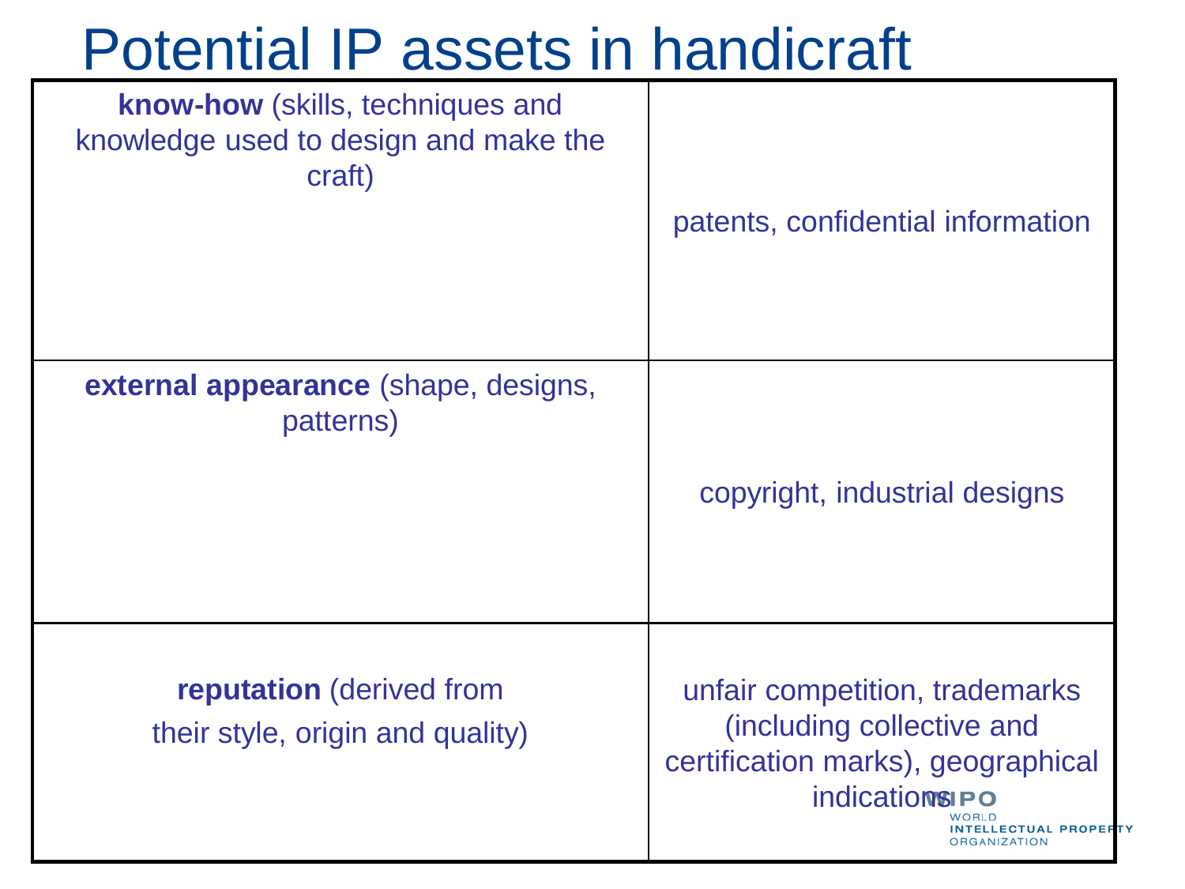# Potential IP assets in handicraft

| | |
|---|---|
| **know-how** (skills, techniques and knowledge used to design and make the craft) | patents, confidential information |
| **external appearance** (shape, designs, patterns) | copyright, industrial designs |
| **reputation** (derived from their style, origin and quality) | unfair competition, trademarks (including collective and certification marks), geographical indications |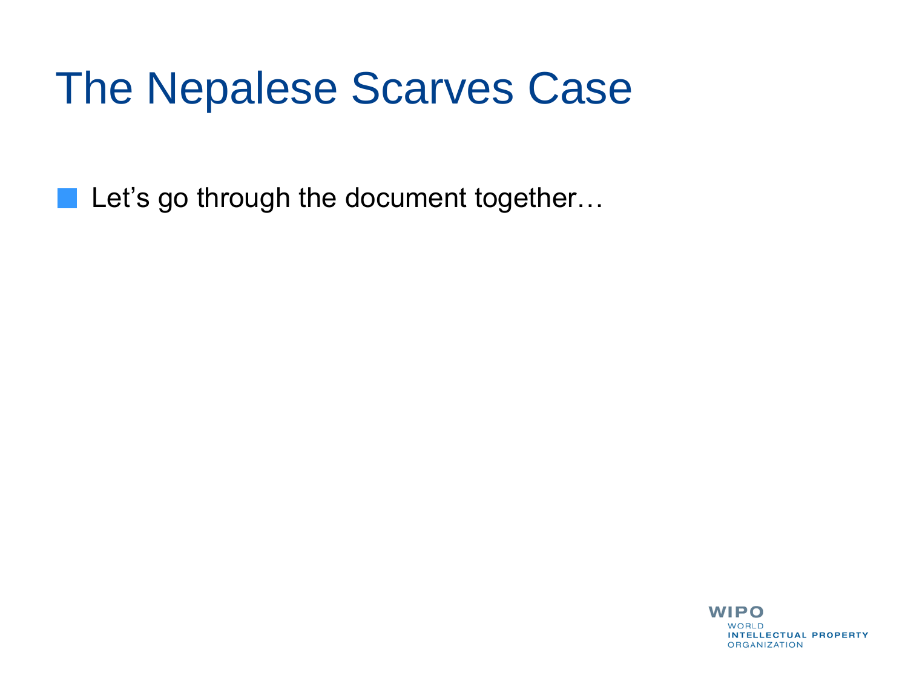# The Nepalese Scarves Case

- Let's go through the document together…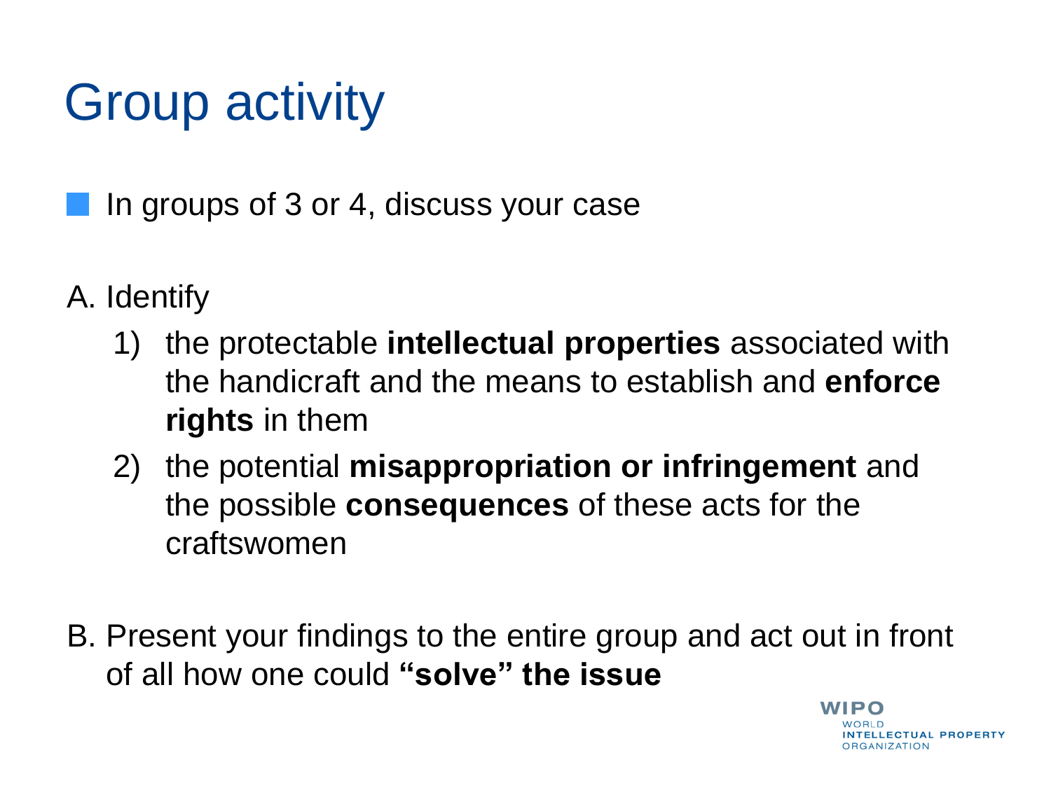# Group activity

- In groups of 3 or 4, discuss your case

A. Identify

1) the protectable **intellectual properties** associated with the handicraft and the means to establish and **enforce rights** in them
2) the potential **misappropriation or infringement** and the possible **consequences** of these acts for the craftswomen

B. Present your findings to the entire group and act out in front of all how one could **"solve" the issue**